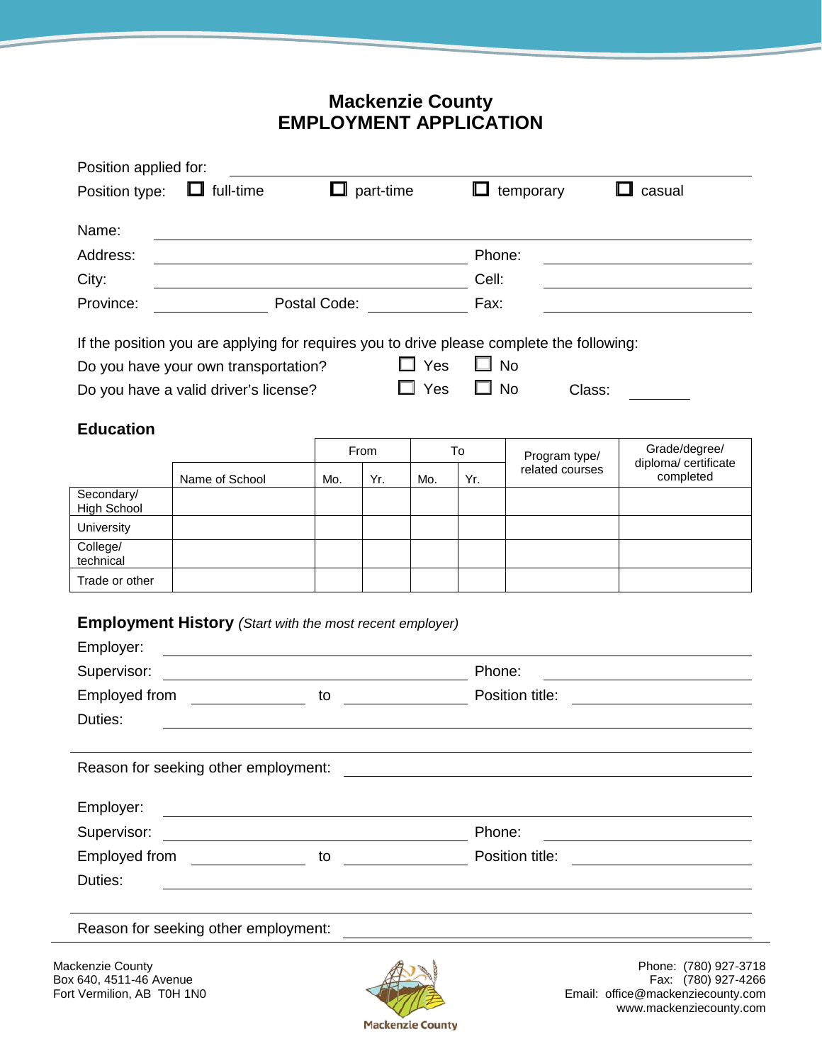# Mackenzie County
# EMPLOYMENT APPLICATION

Position applied for: ______________________________

Position type: ☐ full-time ☐ part-time ☐ temporary ☐ casual

Name: ______________________________

Address: ______________________________ Phone: ______________

City: ______________________________ Cell: ______________

Province: ____________ Postal Code: ____________ Fax: ______________

If the position you are applying for requires you to drive please complete the following:

Do you have your own transportation? ☐ Yes ☐ No

Do you have a valid driver's license? ☐ Yes ☐ No Class: ________

## Education

| | Name of School | From Mo. | From Yr. | To Mo. | To Yr. | Program type/ related courses | Grade/degree/ diploma/ certificate completed |
|---|---|---|---|---|---|---|---|
| Secondary/ High School | | | | | | | |
| University | | | | | | | |
| College/ technical | | | | | | | |
| Trade or other | | | | | | | |

## Employment History *(Start with the most recent employer)*

Employer: ______________________________

Supervisor: ______________________________ Phone: ______________

Employed from ____________ to ____________ Position title: ______________

Duties: ______________________________

______________________________

Reason for seeking other employment: ______________________________

Employer: ______________________________

Supervisor: ______________________________ Phone: ______________

Employed from ____________ to ____________ Position title: ______________

Duties: ______________________________

______________________________

Reason for seeking other employment: ______________________________

Mackenzie County
Box 640, 4511-46 Avenue
Fort Vermilion, AB T0H 1N0

Mackenzie County

Phone: (780) 927-3718
Fax: (780) 927-4266
Email: office@mackenziecounty.com
www.mackenziecounty.com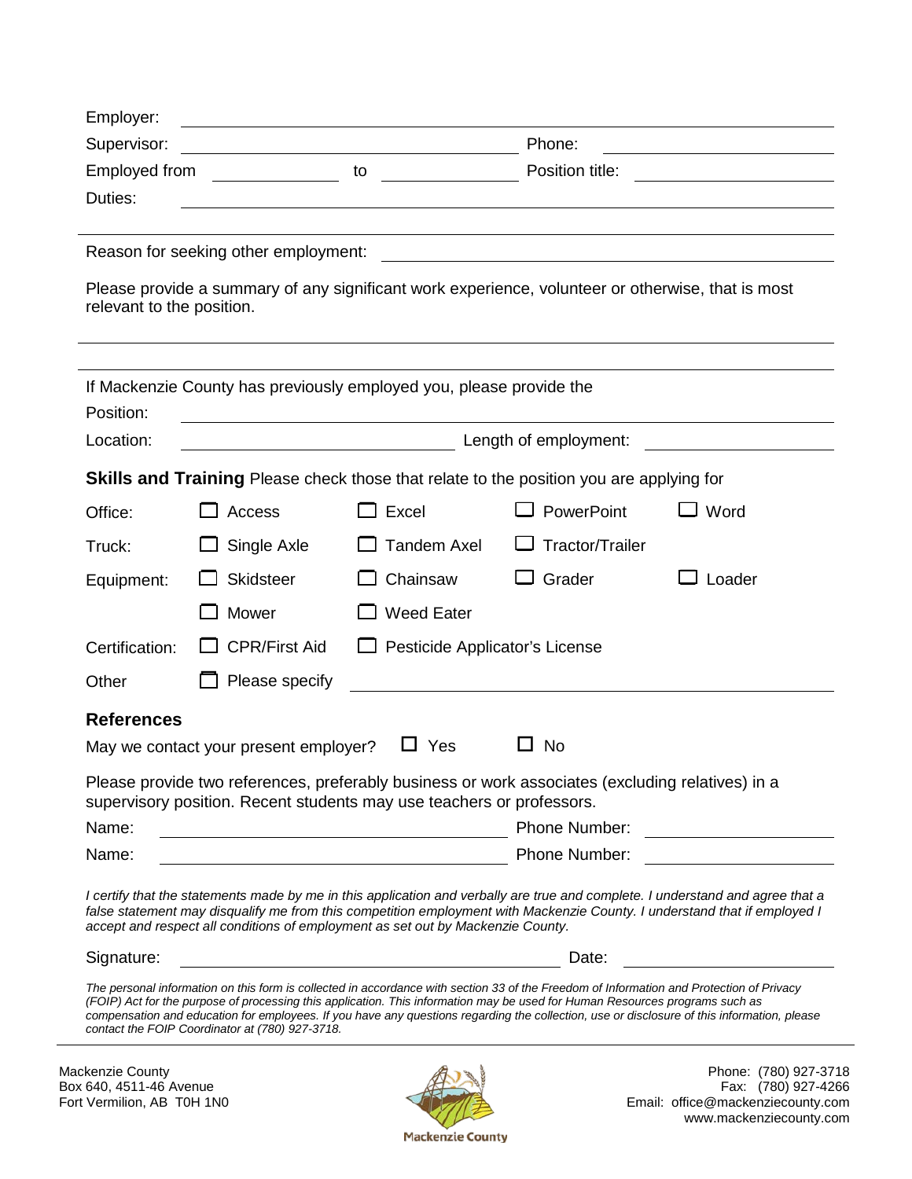Employer: ______________________________

Supervisor: ______________________ Phone: ______________

Employed from ____________ to ____________ Position title: ______________

Duties: ______________________________

______________________________

Reason for seeking other employment: ______________________________

Please provide a summary of any significant work experience, volunteer or otherwise, that is most relevant to the position.

______________________________

______________________________

If Mackenzie County has previously employed you, please provide the

Position: ______________________________

Location: ______________________ Length of employment: ______________

**Skills and Training** Please check those that relate to the position you are applying for

| | | | | |
|---|---|---|---|---|
| Office: | ☐ Access | ☐ Excel | ☐ PowerPoint | ☐ Word |
| Truck: | ☐ Single Axle | ☐ Tandem Axel | ☐ Tractor/Trailer | |
| Equipment: | ☐ Skidsteer | ☐ Chainsaw | ☐ Grader | ☐ Loader |
| | ☐ Mower | ☐ Weed Eater | | |
| Certification: | ☐ CPR/First Aid | ☐ Pesticide Applicator's License | | |
| Other | ☐ Please specify | ______________________ | | |

**References**

May we contact your present employer? ☐ Yes ☐ No

Please provide two references, preferably business or work associates (excluding relatives) in a supervisory position. Recent students may use teachers or professors.

Name: ______________________ Phone Number: ______________

Name: ______________________ Phone Number: ______________

*I certify that the statements made by me in this application and verbally are true and complete. I understand and agree that a false statement may disqualify me from this competition employment with Mackenzie County. I understand that if employed I accept and respect all conditions of employment as set out by Mackenzie County.*

Signature: ______________________ Date: ______________

*The personal information on this form is collected in accordance with section 33 of the Freedom of Information and Protection of Privacy (FOIP) Act for the purpose of processing this application. This information may be used for Human Resources programs such as compensation and education for employees. If you have any questions regarding the collection, use or disclosure of this information, please contact the FOIP Coordinator at (780) 927-3718.*

Mackenzie County
Box 640, 4511-46 Avenue
Fort Vermilion, AB T0H 1N0

Mackenzie County

Phone: (780) 927-3718
Fax: (780) 927-4266
Email: office@mackenziecounty.com
www.mackenziecounty.com